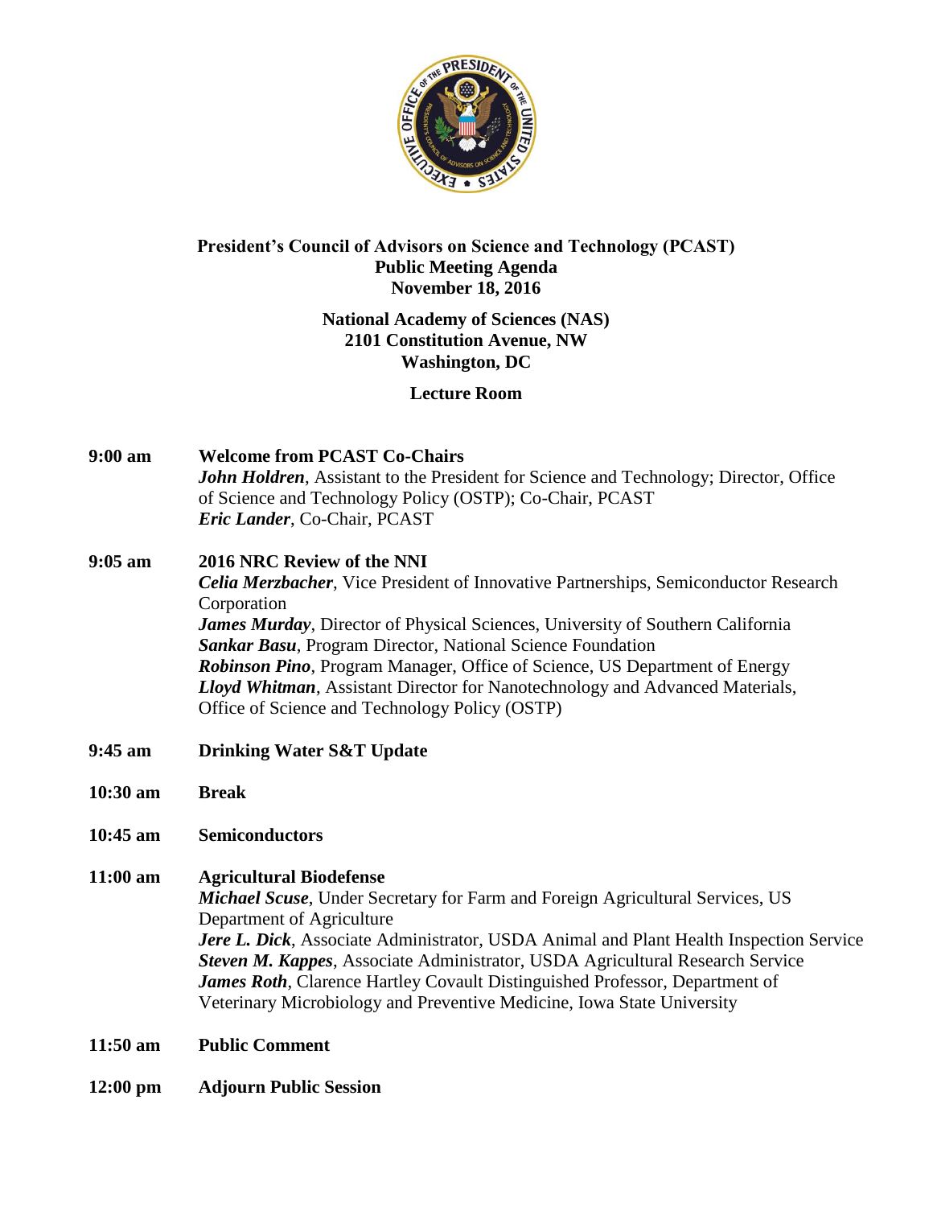# President's Council of Advisors on Science and Technology (PCAST)

## Public Meeting Agenda

## November 18, 2016

**National Academy of Sciences (NAS)**
**2101 Constitution Avenue, NW**
**Washington, DC**

**Lecture Room**

**9:00 am** **Welcome from PCAST Co-Chairs**
***John Holdren***, Assistant to the President for Science and Technology; Director, Office of Science and Technology Policy (OSTP); Co-Chair, PCAST
***Eric Lander***, Co-Chair, PCAST

**9:05 am** **2016 NRC Review of the NNI**
***Celia Merzbacher***, Vice President of Innovative Partnerships, Semiconductor Research Corporation
***James Murday***, Director of Physical Sciences, University of Southern California
***Sankar Basu***, Program Director, National Science Foundation
***Robinson Pino***, Program Manager, Office of Science, US Department of Energy
***Lloyd Whitman***, Assistant Director for Nanotechnology and Advanced Materials, Office of Science and Technology Policy (OSTP)

**9:45 am** **Drinking Water S&T Update**

**10:30 am** **Break**

**10:45 am** **Semiconductors**

**11:00 am** **Agricultural Biodefense**
***Michael Scuse***, Under Secretary for Farm and Foreign Agricultural Services, US Department of Agriculture
***Jere L. Dick***, Associate Administrator, USDA Animal and Plant Health Inspection Service
***Steven M. Kappes***, Associate Administrator, USDA Agricultural Research Service
***James Roth***, Clarence Hartley Covault Distinguished Professor, Department of Veterinary Microbiology and Preventive Medicine, Iowa State University

**11:50 am** **Public Comment**

**12:00 pm** **Adjourn Public Session**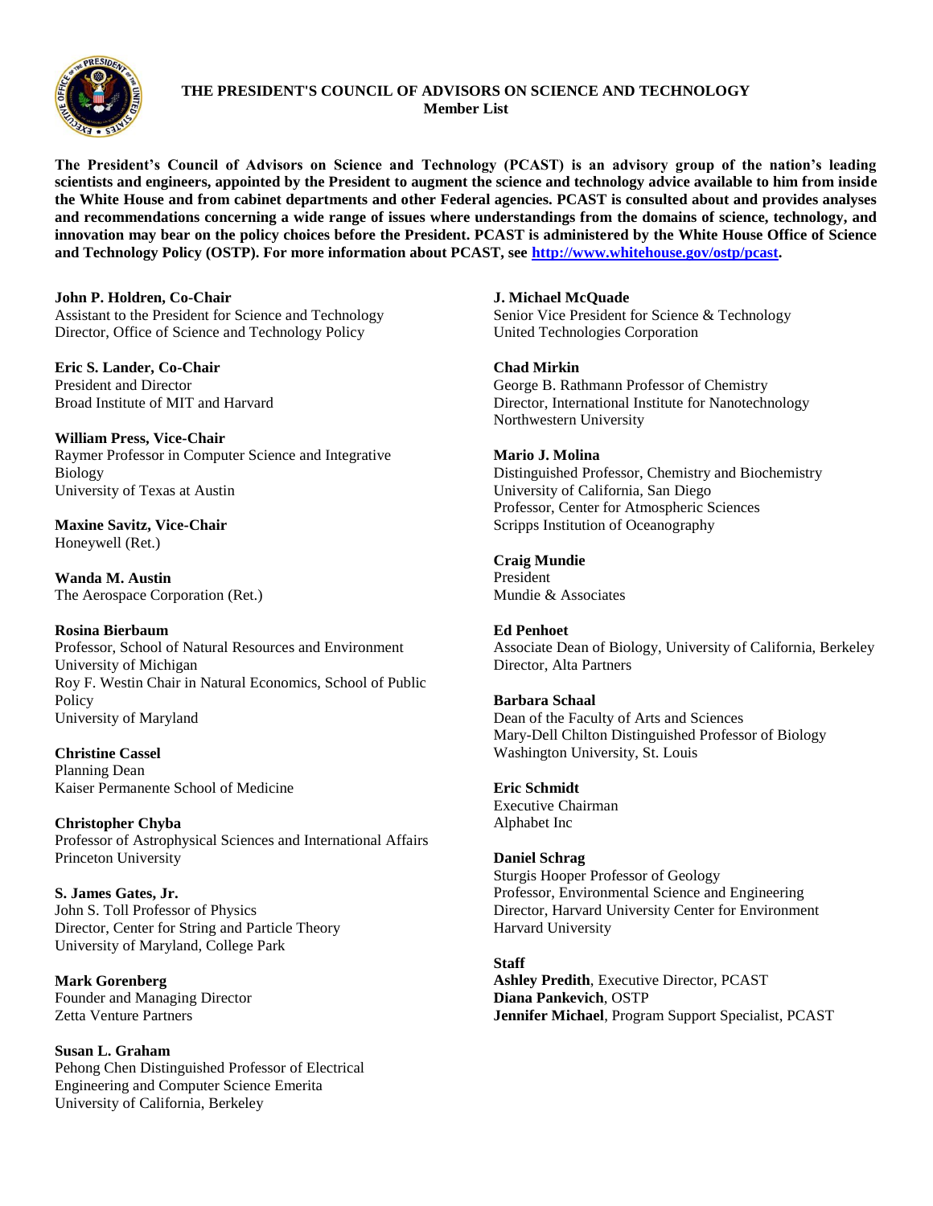# THE PRESIDENT'S COUNCIL OF ADVISORS ON SCIENCE AND TECHNOLOGY
## Member List

**The President's Council of Advisors on Science and Technology (PCAST) is an advisory group of the nation's leading scientists and engineers, appointed by the President to augment the science and technology advice available to him from inside the White House and from cabinet departments and other Federal agencies. PCAST is consulted about and provides analyses and recommendations concerning a wide range of issues where understandings from the domains of science, technology, and innovation may bear on the policy choices before the President. PCAST is administered by the White House Office of Science and Technology Policy (OSTP). For more information about PCAST, see [http://www.whitehouse.gov/ostp/pcast](http://www.whitehouse.gov/ostp/pcast).**

**John P. Holdren, Co-Chair**
Assistant to the President for Science and Technology
Director, Office of Science and Technology Policy

**Eric S. Lander, Co-Chair**
President and Director
Broad Institute of MIT and Harvard

**William Press, Vice-Chair**
Raymer Professor in Computer Science and Integrative Biology
University of Texas at Austin

**Maxine Savitz, Vice-Chair**
Honeywell (Ret.)

**Wanda M. Austin**
The Aerospace Corporation (Ret.)

**Rosina Bierbaum**
Professor, School of Natural Resources and Environment
University of Michigan
Roy F. Westin Chair in Natural Economics, School of Public Policy
University of Maryland

**Christine Cassel**
Planning Dean
Kaiser Permanente School of Medicine

**Christopher Chyba**
Professor of Astrophysical Sciences and International Affairs
Princeton University

**S. James Gates, Jr.**
John S. Toll Professor of Physics
Director, Center for String and Particle Theory
University of Maryland, College Park

**Mark Gorenberg**
Founder and Managing Director
Zetta Venture Partners

**Susan L. Graham**
Pehong Chen Distinguished Professor of Electrical Engineering and Computer Science Emerita
University of California, Berkeley

**J. Michael McQuade**
Senior Vice President for Science & Technology
United Technologies Corporation

**Chad Mirkin**
George B. Rathmann Professor of Chemistry
Director, International Institute for Nanotechnology
Northwestern University

**Mario J. Molina**
Distinguished Professor, Chemistry and Biochemistry
University of California, San Diego
Professor, Center for Atmospheric Sciences
Scripps Institution of Oceanography

**Craig Mundie**
President
Mundie & Associates

**Ed Penhoet**
Associate Dean of Biology, University of California, Berkeley
Director, Alta Partners

**Barbara Schaal**
Dean of the Faculty of Arts and Sciences
Mary-Dell Chilton Distinguished Professor of Biology
Washington University, St. Louis

**Eric Schmidt**
Executive Chairman
Alphabet Inc

**Daniel Schrag**
Sturgis Hooper Professor of Geology
Professor, Environmental Science and Engineering
Director, Harvard University Center for Environment
Harvard University

**Staff**
**Ashley Predith**, Executive Director, PCAST
**Diana Pankevich**, OSTP
**Jennifer Michael**, Program Support Specialist, PCAST